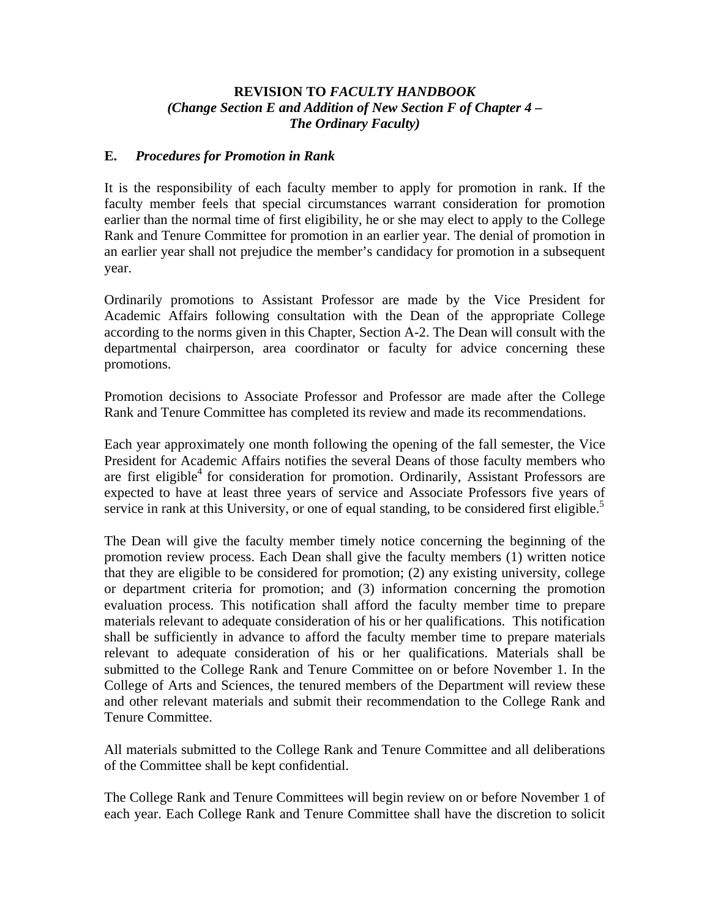**REVISION TO *FACULTY HANDBOOK***
***(Change Section E and Addition of New Section F of Chapter 4 – The Ordinary Faculty)***

## E. *Procedures for Promotion in Rank*

It is the responsibility of each faculty member to apply for promotion in rank. If the faculty member feels that special circumstances warrant consideration for promotion earlier than the normal time of first eligibility, he or she may elect to apply to the College Rank and Tenure Committee for promotion in an earlier year. The denial of promotion in an earlier year shall not prejudice the member's candidacy for promotion in a subsequent year.

Ordinarily promotions to Assistant Professor are made by the Vice President for Academic Affairs following consultation with the Dean of the appropriate College according to the norms given in this Chapter, Section A-2. The Dean will consult with the departmental chairperson, area coordinator or faculty for advice concerning these promotions.

Promotion decisions to Associate Professor and Professor are made after the College Rank and Tenure Committee has completed its review and made its recommendations.

Each year approximately one month following the opening of the fall semester, the Vice President for Academic Affairs notifies the several Deans of those faculty members who are first eligible[4] for consideration for promotion. Ordinarily, Assistant Professors are expected to have at least three years of service and Associate Professors five years of service in rank at this University, or one of equal standing, to be considered first eligible.[5]

The Dean will give the faculty member timely notice concerning the beginning of the promotion review process. Each Dean shall give the faculty members (1) written notice that they are eligible to be considered for promotion; (2) any existing university, college or department criteria for promotion; and (3) information concerning the promotion evaluation process. This notification shall afford the faculty member time to prepare materials relevant to adequate consideration of his or her qualifications. This notification shall be sufficiently in advance to afford the faculty member time to prepare materials relevant to adequate consideration of his or her qualifications. Materials shall be submitted to the College Rank and Tenure Committee on or before November 1. In the College of Arts and Sciences, the tenured members of the Department will review these and other relevant materials and submit their recommendation to the College Rank and Tenure Committee.

All materials submitted to the College Rank and Tenure Committee and all deliberations of the Committee shall be kept confidential.

The College Rank and Tenure Committees will begin review on or before November 1 of each year. Each College Rank and Tenure Committee shall have the discretion to solicit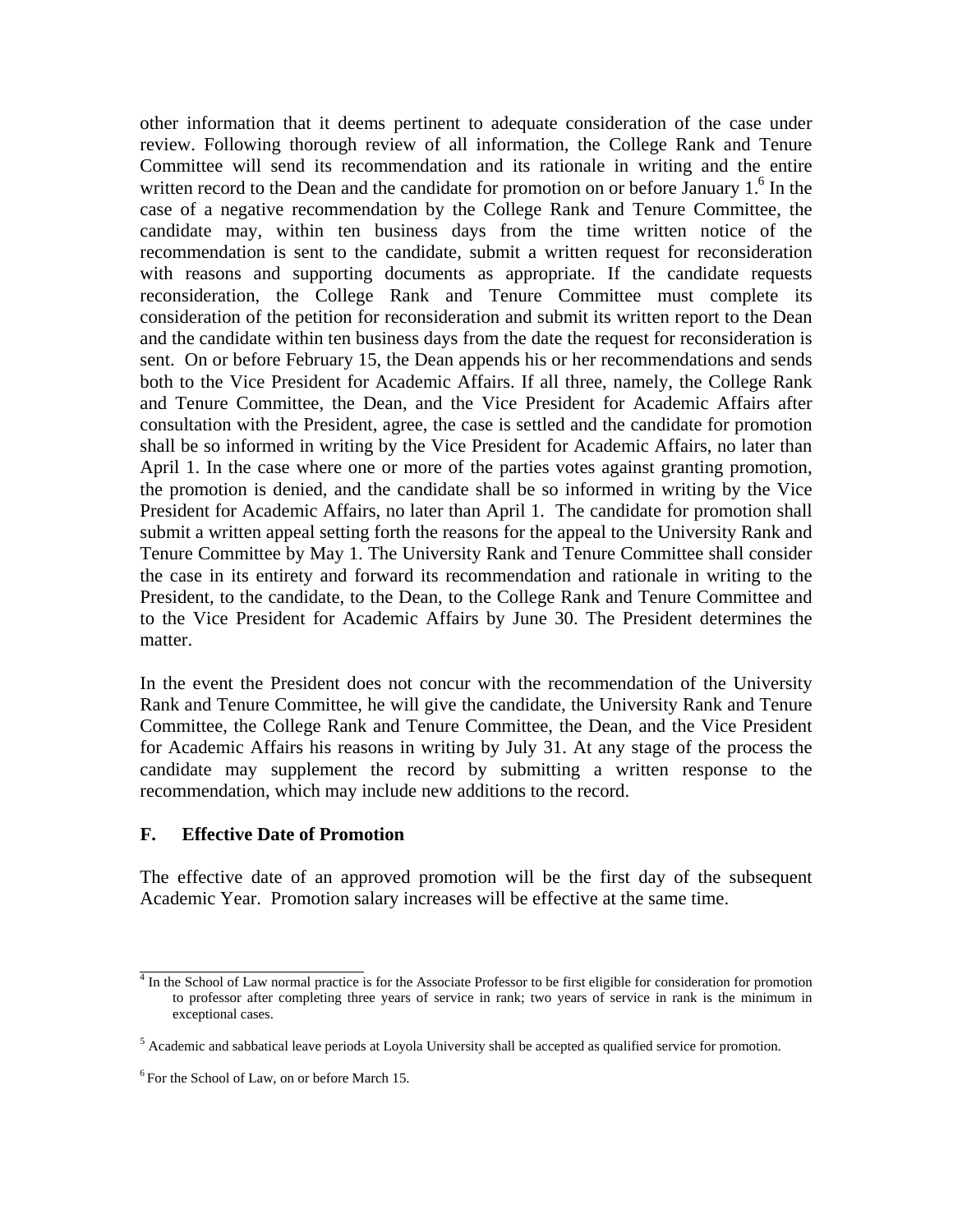other information that it deems pertinent to adequate consideration of the case under review. Following thorough review of all information, the College Rank and Tenure Committee will send its recommendation and its rationale in writing and the entire written record to the Dean and the candidate for promotion on or before January 1.[6] In the case of a negative recommendation by the College Rank and Tenure Committee, the candidate may, within ten business days from the time written notice of the recommendation is sent to the candidate, submit a written request for reconsideration with reasons and supporting documents as appropriate. If the candidate requests reconsideration, the College Rank and Tenure Committee must complete its consideration of the petition for reconsideration and submit its written report to the Dean and the candidate within ten business days from the date the request for reconsideration is sent. On or before February 15, the Dean appends his or her recommendations and sends both to the Vice President for Academic Affairs. If all three, namely, the College Rank and Tenure Committee, the Dean, and the Vice President for Academic Affairs after consultation with the President, agree, the case is settled and the candidate for promotion shall be so informed in writing by the Vice President for Academic Affairs, no later than April 1. In the case where one or more of the parties votes against granting promotion, the promotion is denied, and the candidate shall be so informed in writing by the Vice President for Academic Affairs, no later than April 1. The candidate for promotion shall submit a written appeal setting forth the reasons for the appeal to the University Rank and Tenure Committee by May 1. The University Rank and Tenure Committee shall consider the case in its entirety and forward its recommendation and rationale in writing to the President, to the candidate, to the Dean, to the College Rank and Tenure Committee and to the Vice President for Academic Affairs by June 30. The President determines the matter.

In the event the President does not concur with the recommendation of the University Rank and Tenure Committee, he will give the candidate, the University Rank and Tenure Committee, the College Rank and Tenure Committee, the Dean, and the Vice President for Academic Affairs his reasons in writing by July 31. At any stage of the process the candidate may supplement the record by submitting a written response to the recommendation, which may include new additions to the record.

### F. Effective Date of Promotion

The effective date of an approved promotion will be the first day of the subsequent Academic Year. Promotion salary increases will be effective at the same time.

---

[4] In the School of Law normal practice is for the Associate Professor to be first eligible for consideration for promotion to professor after completing three years of service in rank; two years of service in rank is the minimum in exceptional cases.

[5] Academic and sabbatical leave periods at Loyola University shall be accepted as qualified service for promotion.

[6] For the School of Law, on or before March 15.